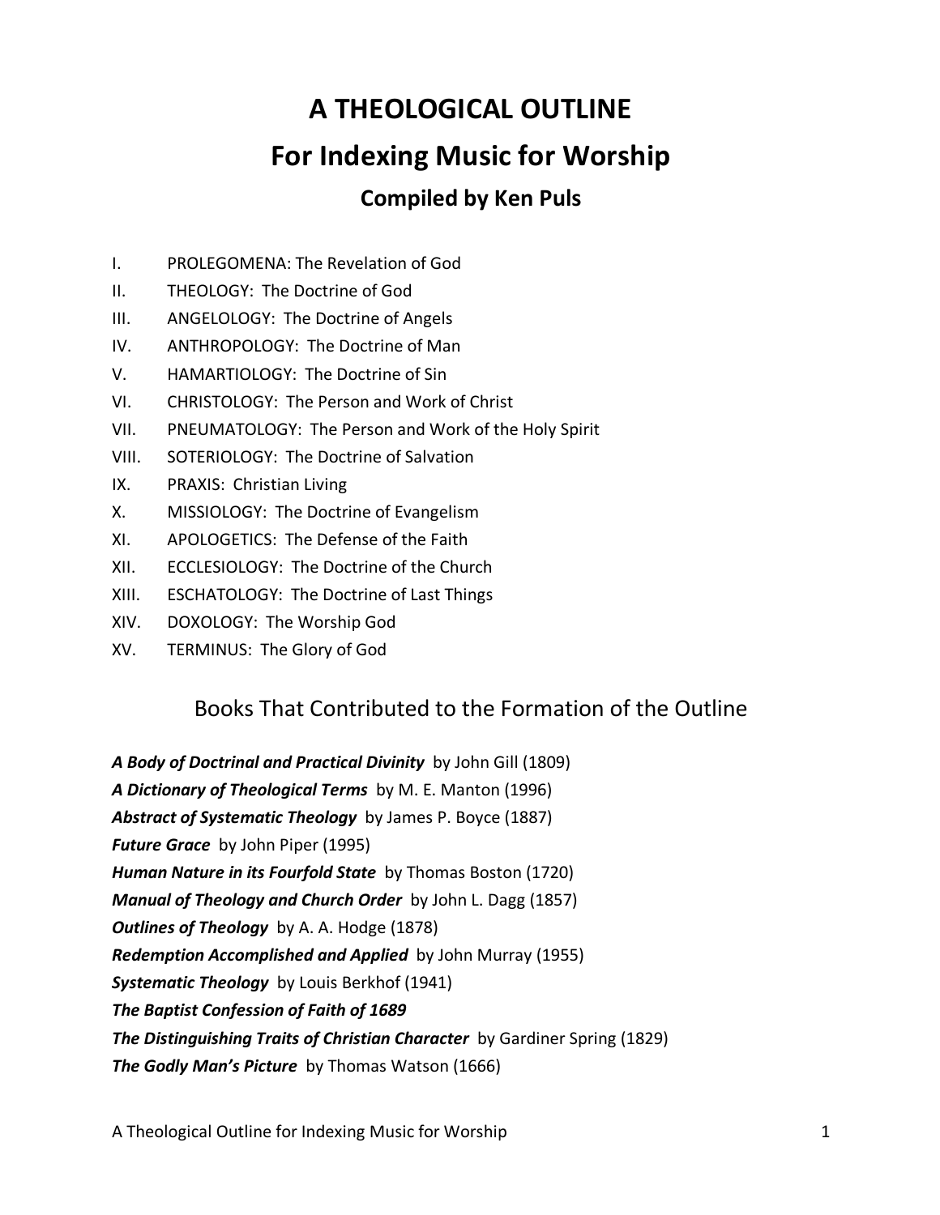# A THEOLOGICAL OUTLINE

## For Indexing Music for Worship

### Compiled by Ken Puls

- I. PROLEGOMENA: The Revelation of God
- II. THEOLOGY: The Doctrine of God
- III. ANGELOLOGY: The Doctrine of Angels
- IV. ANTHROPOLOGY: The Doctrine of Man
- V. HAMARTIOLOGY: The Doctrine of Sin
- VI. CHRISTOLOGY: The Person and Work of Christ
- VII. PNEUMATOLOGY: The Person and Work of the Holy Spirit
- VIII. SOTERIOLOGY: The Doctrine of Salvation
- IX. PRAXIS: Christian Living
- X. MISSIOLOGY: The Doctrine of Evangelism
- XI. APOLOGETICS: The Defense of the Faith
- XII. ECCLESIOLOGY: The Doctrine of the Church
- XIII. ESCHATOLOGY: The Doctrine of Last Things
- XIV. DOXOLOGY: The Worship God
- XV. TERMINUS: The Glory of God

## Books That Contributed to the Formation of the Outline

***A Body of Doctrinal and Practical Divinity*** by John Gill (1809)
***A Dictionary of Theological Terms*** by M. E. Manton (1996)
***Abstract of Systematic Theology*** by James P. Boyce (1887)
***Future Grace*** by John Piper (1995)
***Human Nature in its Fourfold State*** by Thomas Boston (1720)
***Manual of Theology and Church Order*** by John L. Dagg (1857)
***Outlines of Theology*** by A. A. Hodge (1878)
***Redemption Accomplished and Applied*** by John Murray (1955)
***Systematic Theology*** by Louis Berkhof (1941)
***The Baptist Confession of Faith of 1689***
***The Distinguishing Traits of Christian Character*** by Gardiner Spring (1829)
***The Godly Man's Picture*** by Thomas Watson (1666)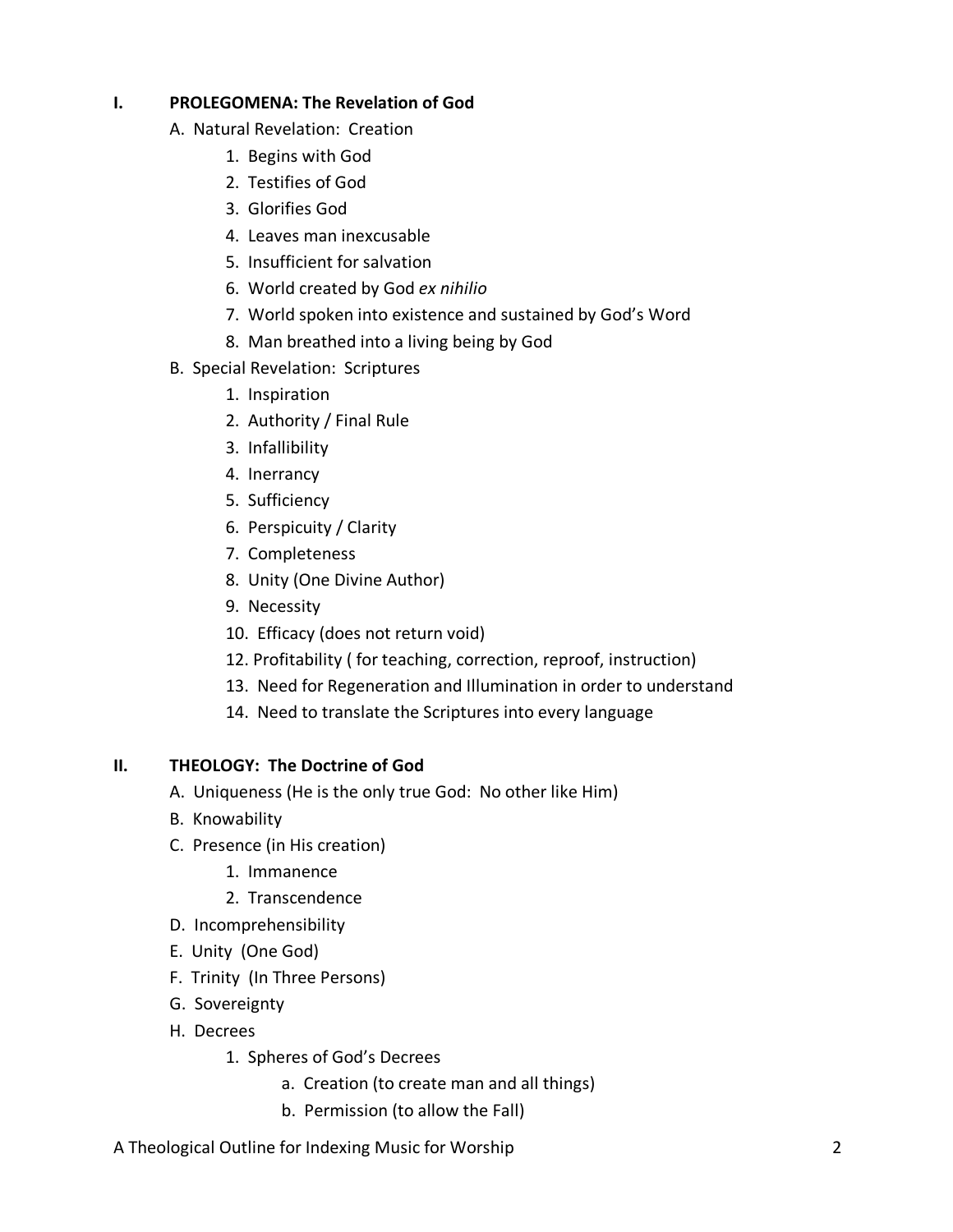## I. PROLEGOMENA: The Revelation of God

A. Natural Revelation: Creation

1. Begins with God
2. Testifies of God
3. Glorifies God
4. Leaves man inexcusable
5. Insufficient for salvation
6. World created by God *ex nihilio*
7. World spoken into existence and sustained by God's Word
8. Man breathed into a living being by God

B. Special Revelation: Scriptures

1. Inspiration
2. Authority / Final Rule
3. Infallibility
4. Inerrancy
5. Sufficiency
6. Perspicuity / Clarity
7. Completeness
8. Unity (One Divine Author)
9. Necessity
10. Efficacy (does not return void)
12. Profitability ( for teaching, correction, reproof, instruction)
13. Need for Regeneration and Illumination in order to understand
14. Need to translate the Scriptures into every language

## II. THEOLOGY: The Doctrine of God

A. Uniqueness (He is the only true God: No other like Him)

B. Knowability

C. Presence (in His creation)

1. Immanence
2. Transcendence

D. Incomprehensibility

E. Unity (One God)

F. Trinity (In Three Persons)

G. Sovereignty

H. Decrees

1. Spheres of God's Decrees
   a. Creation (to create man and all things)
   b. Permission (to allow the Fall)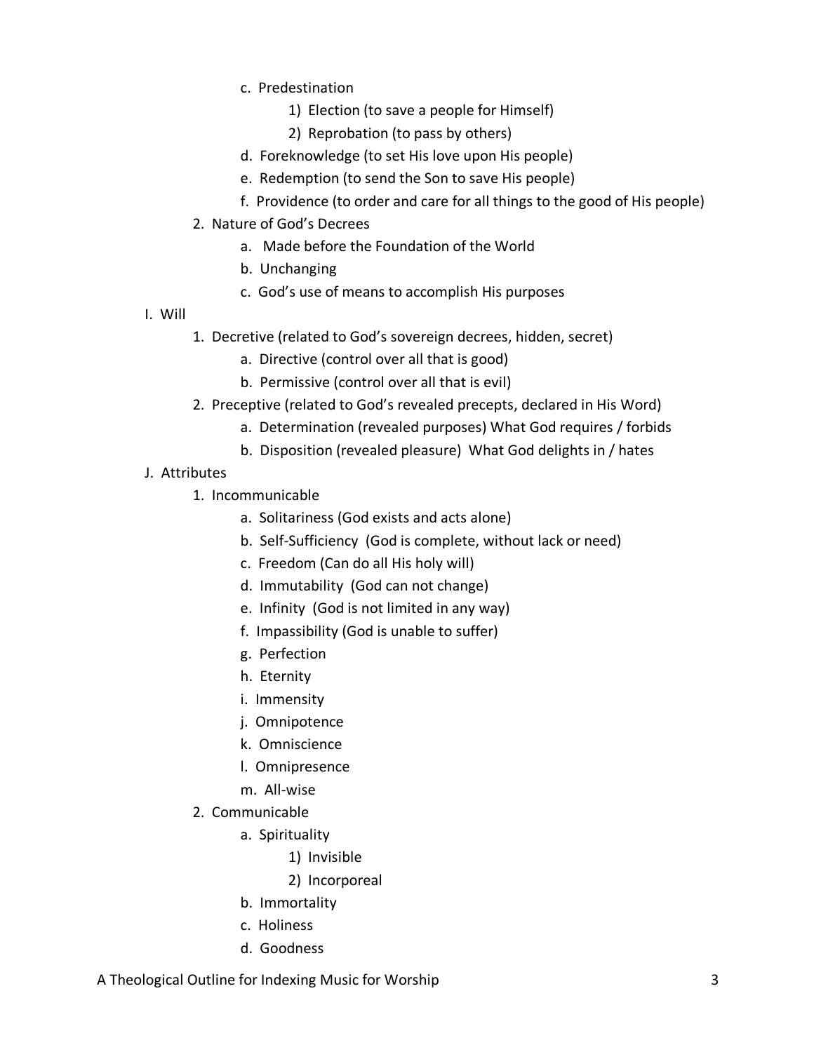- c. Predestination
  - 1) Election (to save a people for Himself)
  - 2) Reprobation (to pass by others)
- d. Foreknowledge (to set His love upon His people)
- e. Redemption (to send the Son to save His people)
- f. Providence (to order and care for all things to the good of His people)

2. Nature of God's Decrees
   - a. Made before the Foundation of the World
   - b. Unchanging
   - c. God's use of means to accomplish His purposes

I. Will

1. Decretive (related to God's sovereign decrees, hidden, secret)
   - a. Directive (control over all that is good)
   - b. Permissive (control over all that is evil)
2. Preceptive (related to God's revealed precepts, declared in His Word)
   - a. Determination (revealed purposes) What God requires / forbids
   - b. Disposition (revealed pleasure) What God delights in / hates

J. Attributes

1. Incommunicable
   - a. Solitariness (God exists and acts alone)
   - b. Self-Sufficiency (God is complete, without lack or need)
   - c. Freedom (Can do all His holy will)
   - d. Immutability (God can not change)
   - e. Infinity (God is not limited in any way)
   - f. Impassibility (God is unable to suffer)
   - g. Perfection
   - h. Eternity
   - i. Immensity
   - j. Omnipotence
   - k. Omniscience
   - l. Omnipresence
   - m. All-wise
2. Communicable
   - a. Spirituality
     - 1) Invisible
     - 2) Incorporeal
   - b. Immortality
   - c. Holiness
   - d. Goodness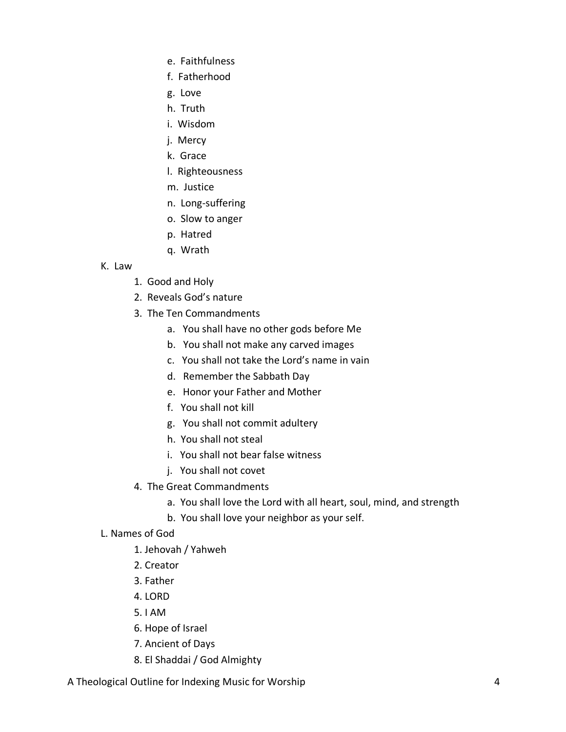- e. Faithfulness
- f. Fatherhood
- g. Love
- h. Truth
- i. Wisdom
- j. Mercy
- k. Grace
- l. Righteousness
- m. Justice
- n. Long-suffering
- o. Slow to anger
- p. Hatred
- q. Wrath

K. Law

1. Good and Holy
2. Reveals God's nature
3. The Ten Commandments
   - a. You shall have no other gods before Me
   - b. You shall not make any carved images
   - c. You shall not take the Lord's name in vain
   - d. Remember the Sabbath Day
   - e. Honor your Father and Mother
   - f. You shall not kill
   - g. You shall not commit adultery
   - h. You shall not steal
   - i. You shall not bear false witness
   - j. You shall not covet
4. The Great Commandments
   - a. You shall love the Lord with all heart, soul, mind, and strength
   - b. You shall love your neighbor as your self.

L. Names of God

1. Jehovah / Yahweh
2. Creator
3. Father
4. LORD
5. I AM
6. Hope of Israel
7. Ancient of Days
8. El Shaddai / God Almighty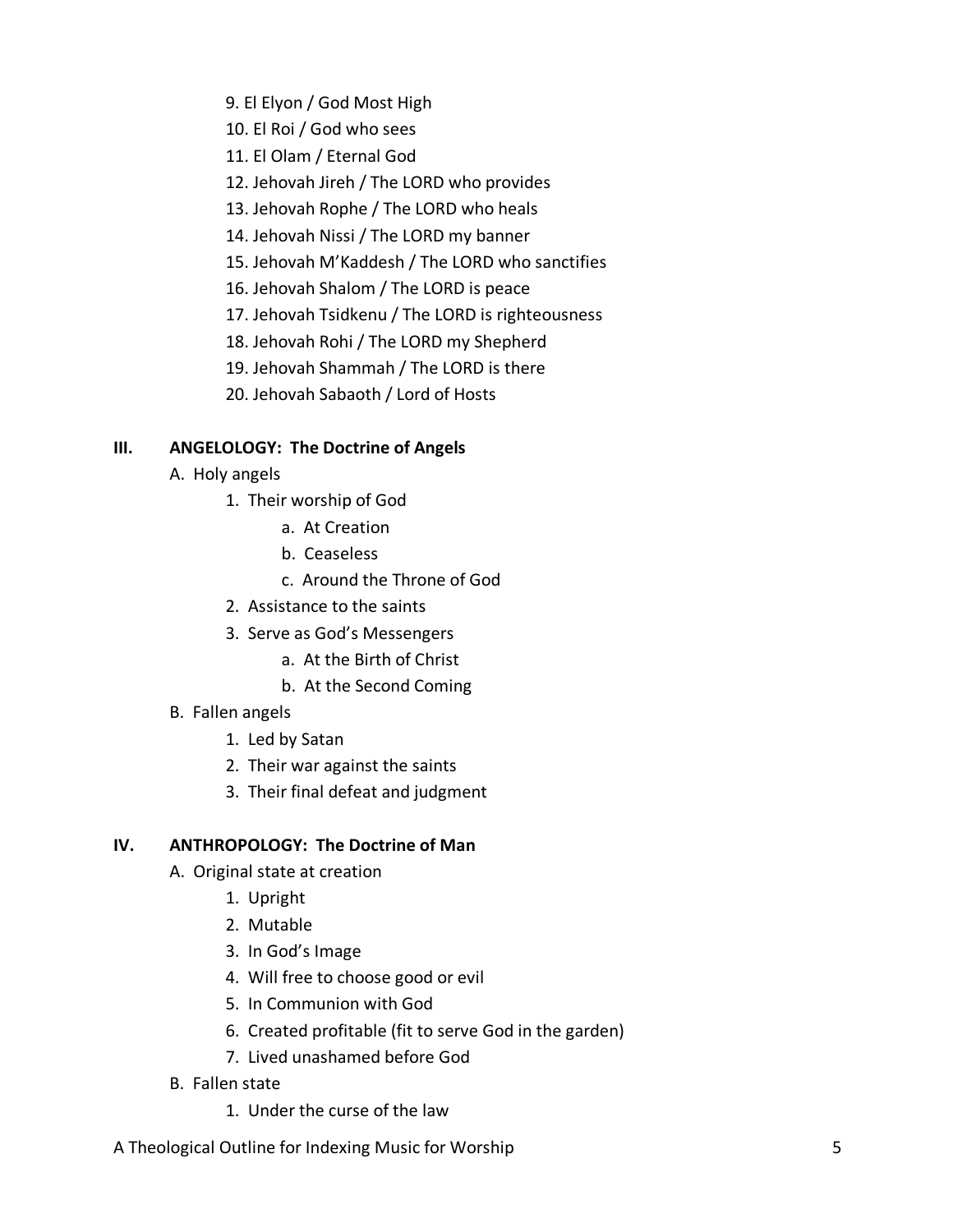9. El Elyon / God Most High
10. El Roi / God who sees
11. El Olam / Eternal God
12. Jehovah Jireh / The LORD who provides
13. Jehovah Rophe / The LORD who heals
14. Jehovah Nissi / The LORD my banner
15. Jehovah M'Kaddesh / The LORD who sanctifies
16. Jehovah Shalom / The LORD is peace
17. Jehovah Tsidkenu / The LORD is righteousness
18. Jehovah Rohi / The LORD my Shepherd
19. Jehovah Shammah / The LORD is there
20. Jehovah Sabaoth / Lord of Hosts

## III. ANGELOLOGY: The Doctrine of Angels

- A. Holy angels
  1. Their worship of God
     - a. At Creation
     - b. Ceaseless
     - c. Around the Throne of God
  2. Assistance to the saints
  3. Serve as God's Messengers
     - a. At the Birth of Christ
     - b. At the Second Coming
- B. Fallen angels
  1. Led by Satan
  2. Their war against the saints
  3. Their final defeat and judgment

## IV. ANTHROPOLOGY: The Doctrine of Man

- A. Original state at creation
  1. Upright
  2. Mutable
  3. In God's Image
  4. Will free to choose good or evil
  5. In Communion with God
  6. Created profitable (fit to serve God in the garden)
  7. Lived unashamed before God
- B. Fallen state
  1. Under the curse of the law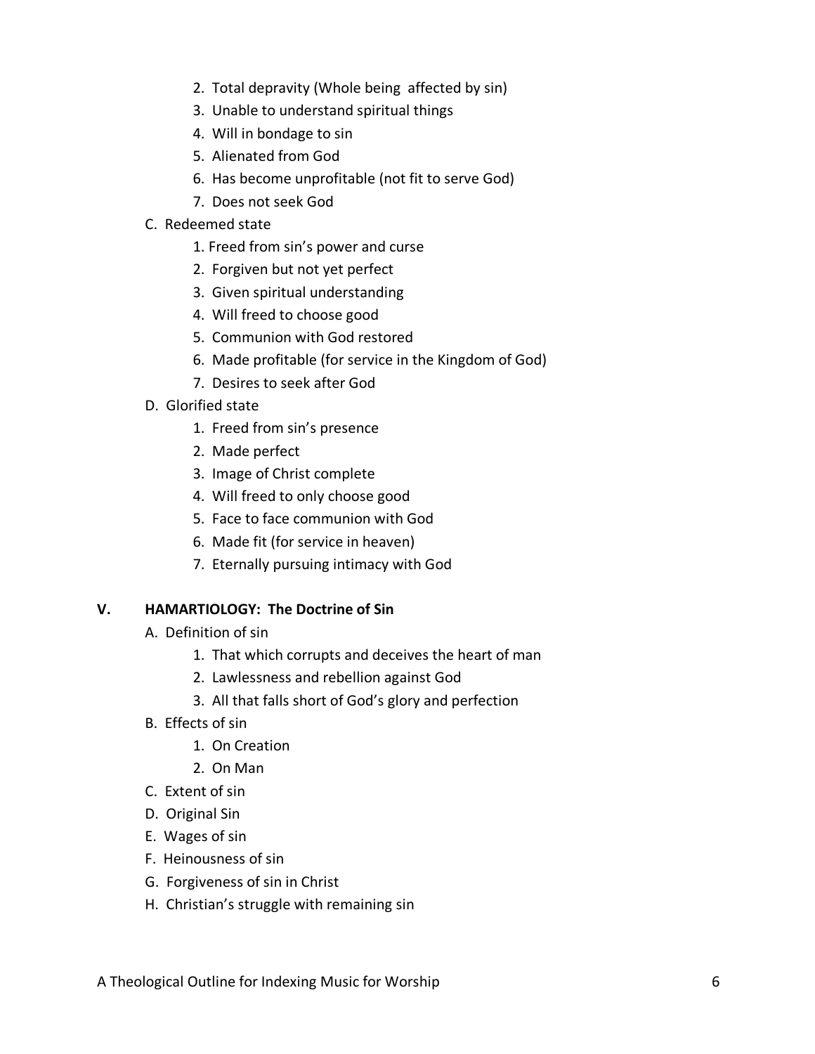2. Total depravity (Whole being affected by sin)
3. Unable to understand spiritual things
4. Will in bondage to sin
5. Alienated from God
6. Has become unprofitable (not fit to serve God)
7. Does not seek God

C. Redeemed state

1. Freed from sin's power and curse
2. Forgiven but not yet perfect
3. Given spiritual understanding
4. Will freed to choose good
5. Communion with God restored
6. Made profitable (for service in the Kingdom of God)
7. Desires to seek after God

D. Glorified state

1. Freed from sin's presence
2. Made perfect
3. Image of Christ complete
4. Will freed to only choose good
5. Face to face communion with God
6. Made fit (for service in heaven)
7. Eternally pursuing intimacy with God

## V. HAMARTIOLOGY: The Doctrine of Sin

A. Definition of sin

1. That which corrupts and deceives the heart of man
2. Lawlessness and rebellion against God
3. All that falls short of God's glory and perfection

B. Effects of sin

1. On Creation
2. On Man

C. Extent of sin

D. Original Sin

E. Wages of sin

F. Heinousness of sin

G. Forgiveness of sin in Christ

H. Christian's struggle with remaining sin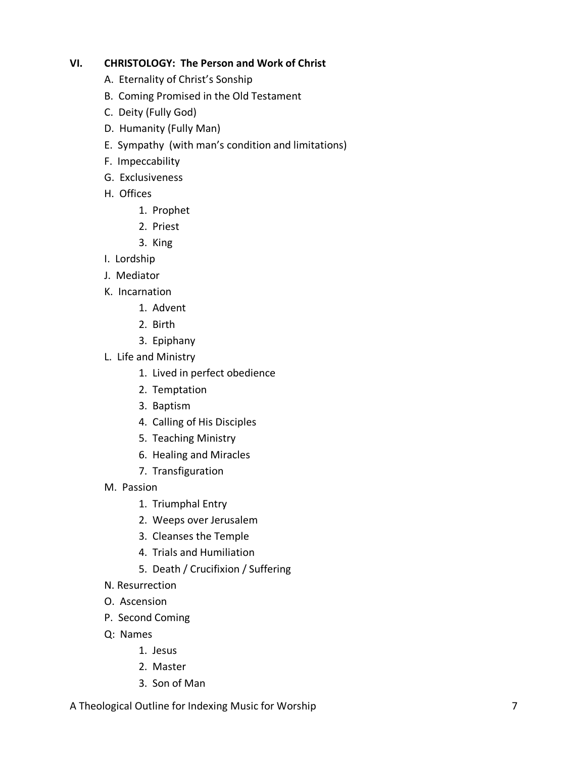## VI. CHRISTOLOGY: The Person and Work of Christ

- A. Eternality of Christ's Sonship
- B. Coming Promised in the Old Testament
- C. Deity (Fully God)
- D. Humanity (Fully Man)
- E. Sympathy (with man's condition and limitations)
- F. Impeccability
- G. Exclusiveness
- H. Offices
    1. Prophet
    2. Priest
    3. King
- I. Lordship
- J. Mediator
- K. Incarnation
    1. Advent
    2. Birth
    3. Epiphany
- L. Life and Ministry
    1. Lived in perfect obedience
    2. Temptation
    3. Baptism
    4. Calling of His Disciples
    5. Teaching Ministry
    6. Healing and Miracles
    7. Transfiguration
- M. Passion
    1. Triumphal Entry
    2. Weeps over Jerusalem
    3. Cleanses the Temple
    4. Trials and Humiliation
    5. Death / Crucifixion / Suffering
- N. Resurrection
- O. Ascension
- P. Second Coming
- Q: Names
    1. Jesus
    2. Master
    3. Son of Man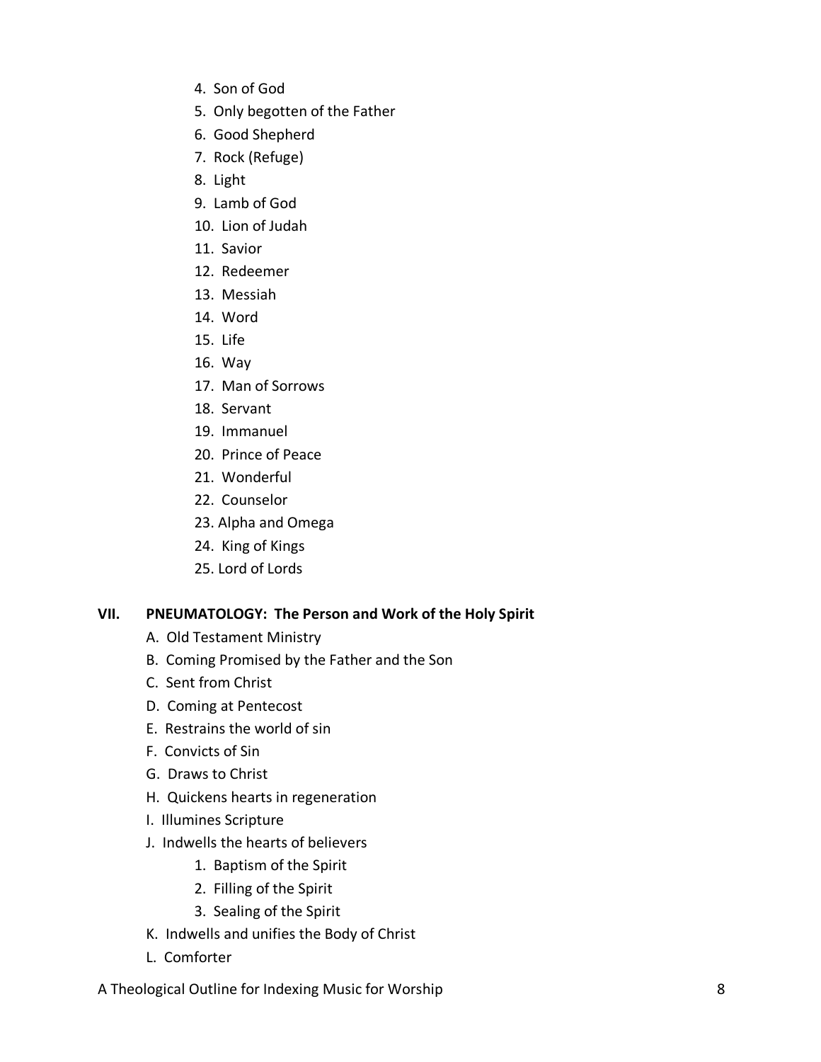4. Son of God
5. Only begotten of the Father
6. Good Shepherd
7. Rock (Refuge)
8. Light
9. Lamb of God
10. Lion of Judah
11. Savior
12. Redeemer
13. Messiah
14. Word
15. Life
16. Way
17. Man of Sorrows
18. Servant
19. Immanuel
20. Prince of Peace
21. Wonderful
22. Counselor
23. Alpha and Omega
24. King of Kings
25. Lord of Lords

## VII. PNEUMATOLOGY: The Person and Work of the Holy Spirit

A. Old Testament Ministry
B. Coming Promised by the Father and the Son
C. Sent from Christ
D. Coming at Pentecost
E. Restrains the world of sin
F. Convicts of Sin
G. Draws to Christ
H. Quickens hearts in regeneration
I. Illumines Scripture
J. Indwells the hearts of believers
   1. Baptism of the Spirit
   2. Filling of the Spirit
   3. Sealing of the Spirit
K. Indwells and unifies the Body of Christ
L. Comforter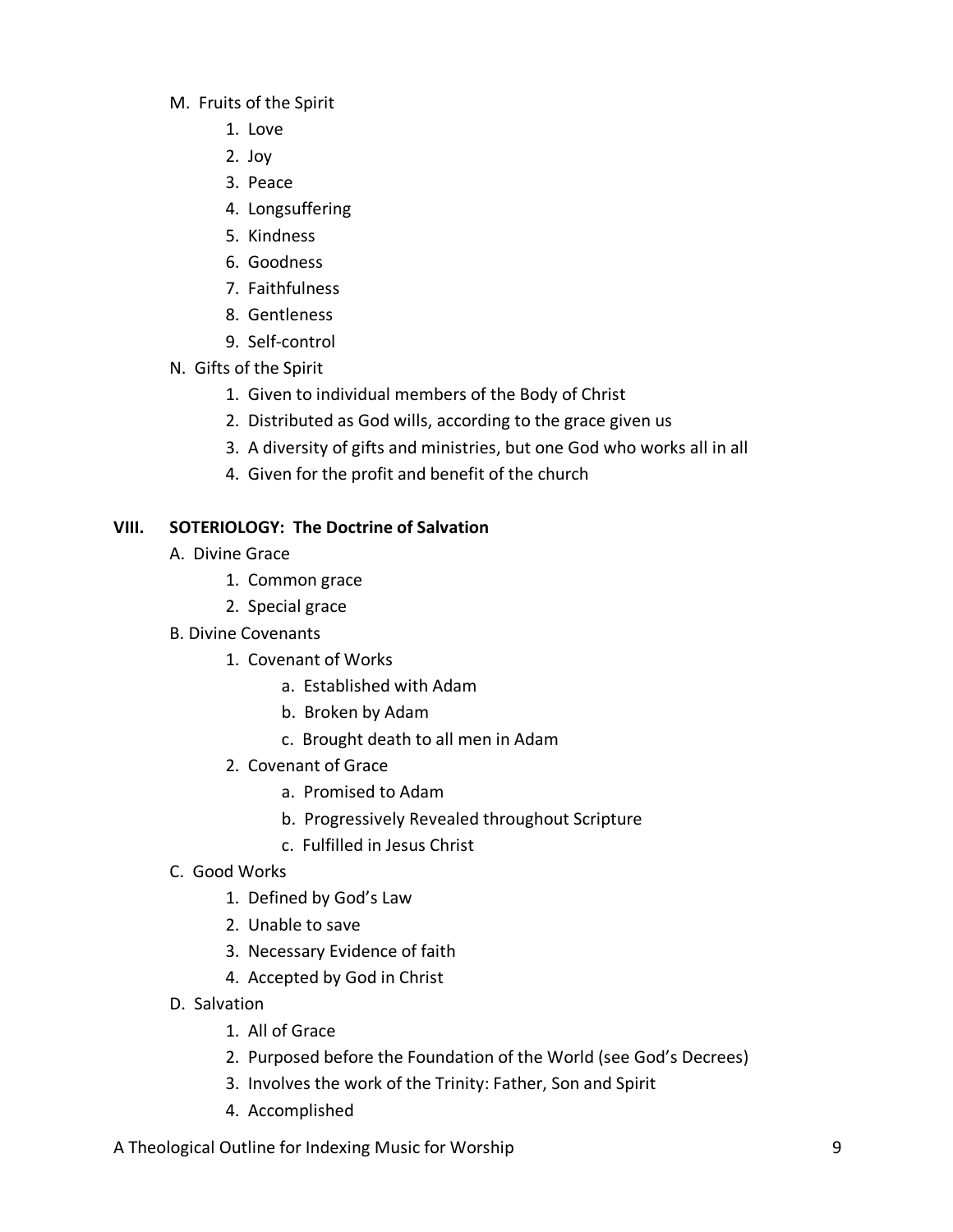M. Fruits of the Spirit

1. Love
2. Joy
3. Peace
4. Longsuffering
5. Kindness
6. Goodness
7. Faithfulness
8. Gentleness
9. Self-control

N. Gifts of the Spirit

1. Given to individual members of the Body of Christ
2. Distributed as God wills, according to the grace given us
3. A diversity of gifts and ministries, but one God who works all in all
4. Given for the profit and benefit of the church

## VIII. SOTERIOLOGY: The Doctrine of Salvation

A. Divine Grace

1. Common grace
2. Special grace

B. Divine Covenants

1. Covenant of Works
    a. Established with Adam
    b. Broken by Adam
    c. Brought death to all men in Adam
2. Covenant of Grace
    a. Promised to Adam
    b. Progressively Revealed throughout Scripture
    c. Fulfilled in Jesus Christ

C. Good Works

1. Defined by God's Law
2. Unable to save
3. Necessary Evidence of faith
4. Accepted by God in Christ

D. Salvation

1. All of Grace
2. Purposed before the Foundation of the World (see God's Decrees)
3. Involves the work of the Trinity: Father, Son and Spirit
4. Accomplished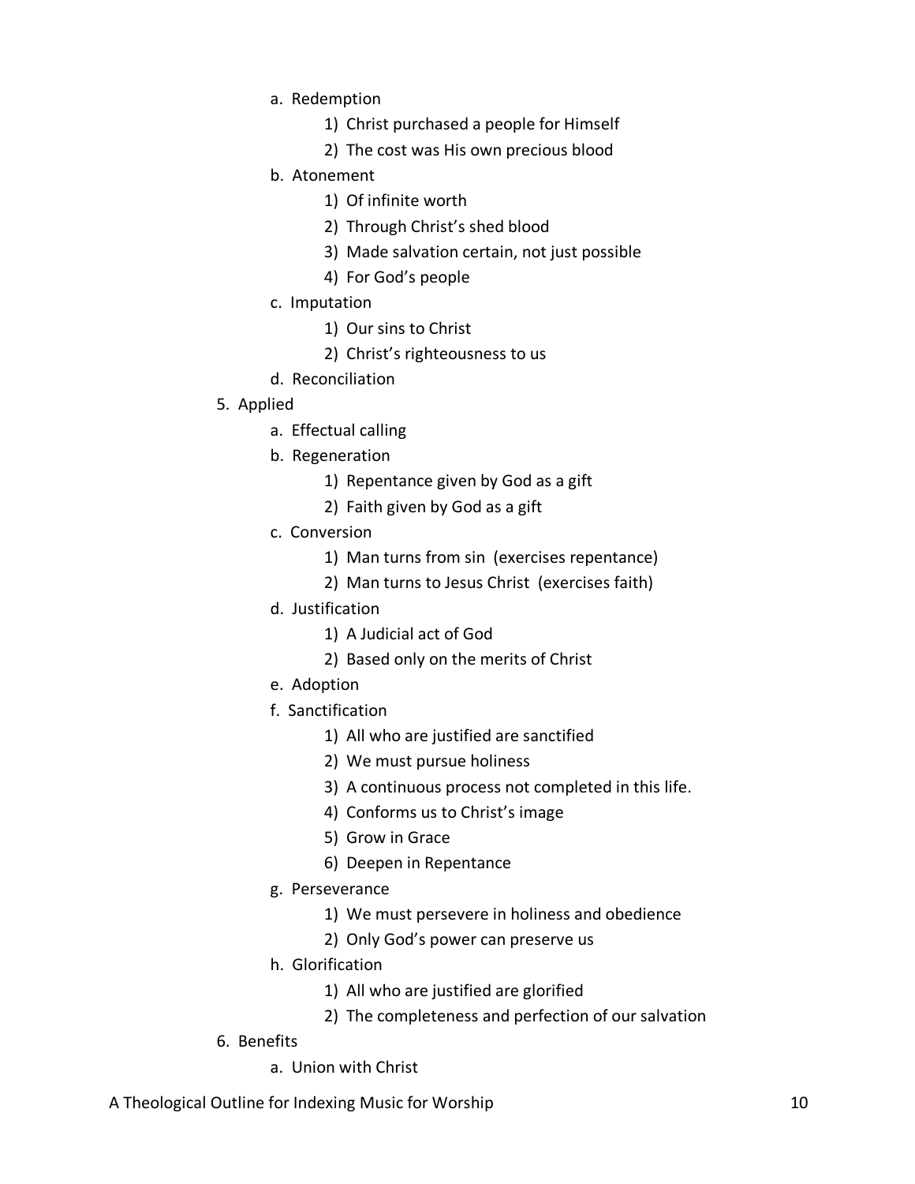- a. Redemption
    - 1) Christ purchased a people for Himself
    - 2) The cost was His own precious blood
- b. Atonement
    - 1) Of infinite worth
    - 2) Through Christ's shed blood
    - 3) Made salvation certain, not just possible
    - 4) For God's people
- c. Imputation
    - 1) Our sins to Christ
    - 2) Christ's righteousness to us
- d. Reconciliation

5. Applied
    - a. Effectual calling
    - b. Regeneration
        - 1) Repentance given by God as a gift
        - 2) Faith given by God as a gift
    - c. Conversion
        - 1) Man turns from sin (exercises repentance)
        - 2) Man turns to Jesus Christ (exercises faith)
    - d. Justification
        - 1) A Judicial act of God
        - 2) Based only on the merits of Christ
    - e. Adoption
    - f. Sanctification
        - 1) All who are justified are sanctified
        - 2) We must pursue holiness
        - 3) A continuous process not completed in this life.
        - 4) Conforms us to Christ's image
        - 5) Grow in Grace
        - 6) Deepen in Repentance
    - g. Perseverance
        - 1) We must persevere in holiness and obedience
        - 2) Only God's power can preserve us
    - h. Glorification
        - 1) All who are justified are glorified
        - 2) The completeness and perfection of our salvation

6. Benefits
    - a. Union with Christ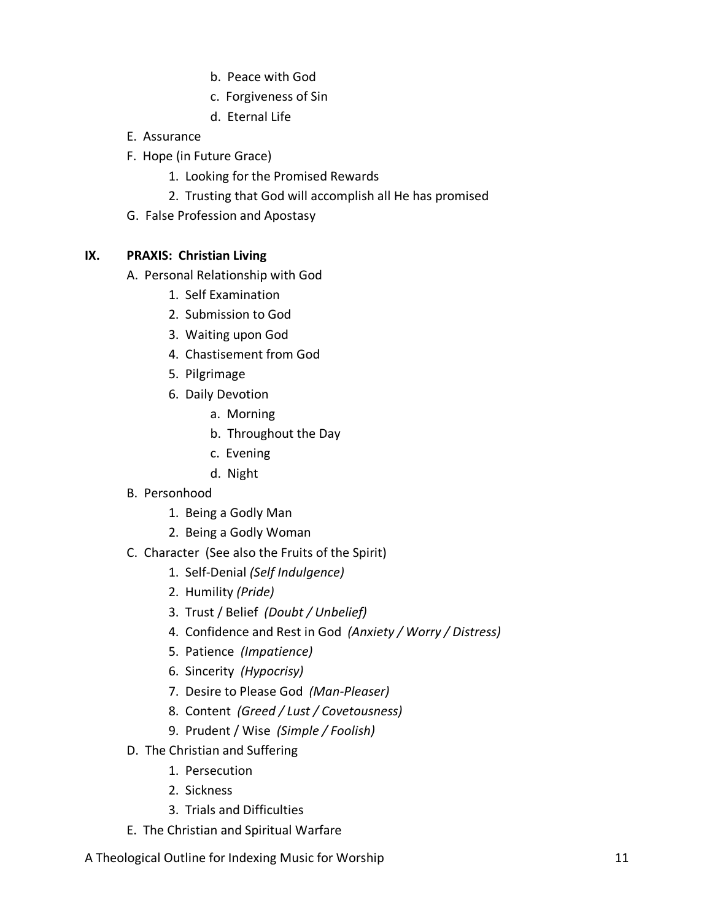- b. Peace with God
- c. Forgiveness of Sin
- d. Eternal Life

E. Assurance

F. Hope (in Future Grace)

1. Looking for the Promised Rewards
2. Trusting that God will accomplish all He has promised

G. False Profession and Apostasy

## IX. PRAXIS: Christian Living

A. Personal Relationship with God

1. Self Examination
2. Submission to God
3. Waiting upon God
4. Chastisement from God
5. Pilgrimage
6. Daily Devotion
    - a. Morning
    - b. Throughout the Day
    - c. Evening
    - d. Night

B. Personhood

1. Being a Godly Man
2. Being a Godly Woman

C. Character (See also the Fruits of the Spirit)

1. Self-Denial *(Self Indulgence)*
2. Humility *(Pride)*
3. Trust / Belief *(Doubt / Unbelief)*
4. Confidence and Rest in God *(Anxiety / Worry / Distress)*
5. Patience *(Impatience)*
6. Sincerity *(Hypocrisy)*
7. Desire to Please God *(Man-Pleaser)*
8. Content *(Greed / Lust / Covetousness)*
9. Prudent / Wise *(Simple / Foolish)*

D. The Christian and Suffering

1. Persecution
2. Sickness
3. Trials and Difficulties

E. The Christian and Spiritual Warfare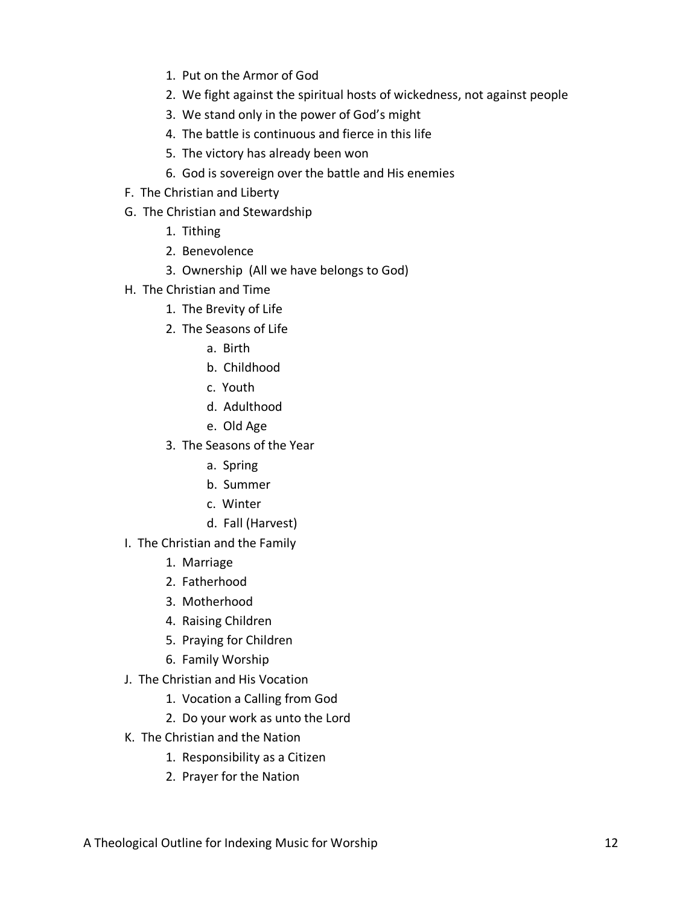1. Put on the Armor of God
2. We fight against the spiritual hosts of wickedness, not against people
3. We stand only in the power of God's might
4. The battle is continuous and fierce in this life
5. The victory has already been won
6. God is sovereign over the battle and His enemies

F. The Christian and Liberty

G. The Christian and Stewardship

1. Tithing
2. Benevolence
3. Ownership (All we have belongs to God)

H. The Christian and Time

1. The Brevity of Life
2. The Seasons of Life
    a. Birth
    b. Childhood
    c. Youth
    d. Adulthood
    e. Old Age
3. The Seasons of the Year
    a. Spring
    b. Summer
    c. Winter
    d. Fall (Harvest)

I. The Christian and the Family

1. Marriage
2. Fatherhood
3. Motherhood
4. Raising Children
5. Praying for Children
6. Family Worship

J. The Christian and His Vocation

1. Vocation a Calling from God
2. Do your work as unto the Lord

K. The Christian and the Nation

1. Responsibility as a Citizen
2. Prayer for the Nation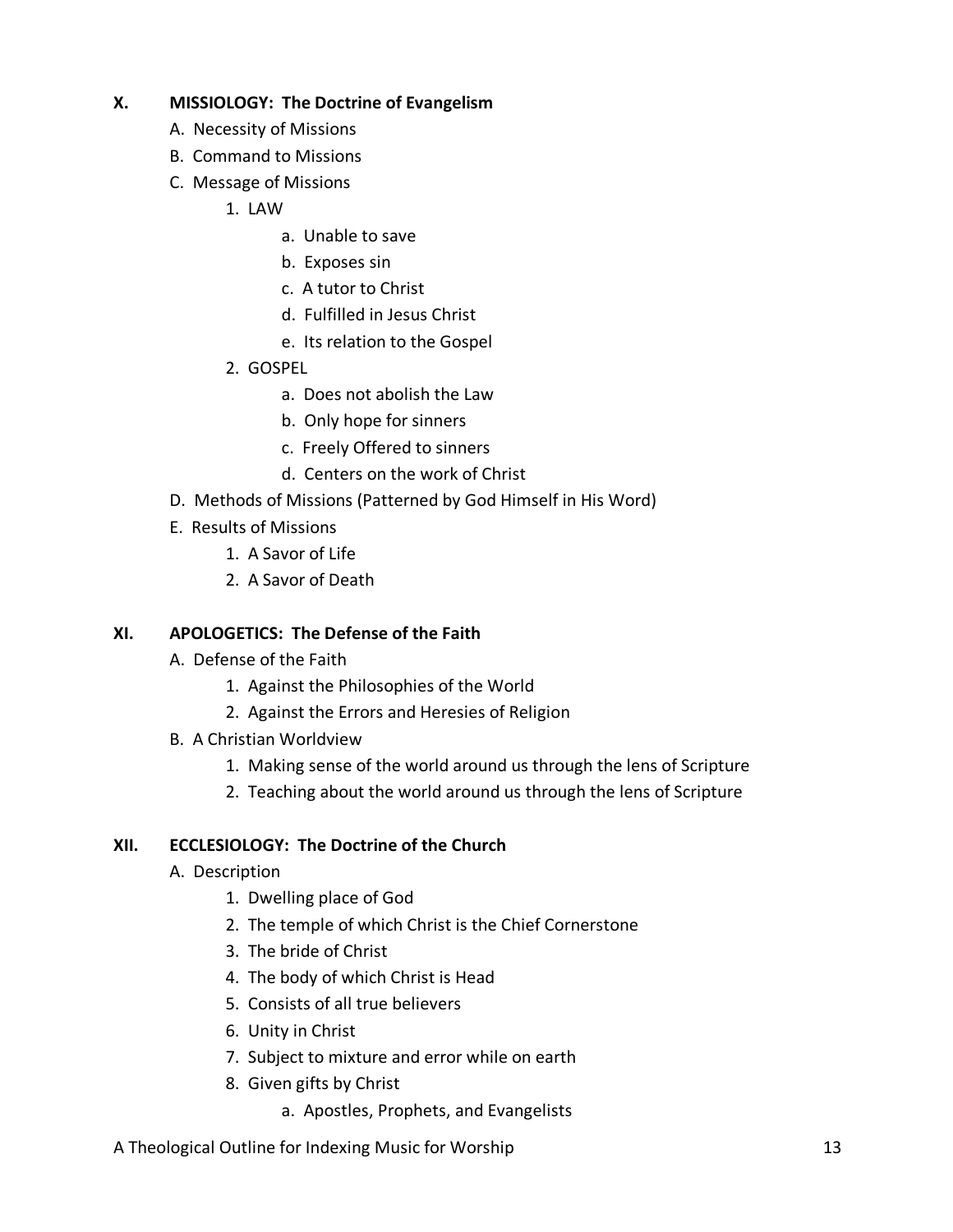## X. MISSIOLOGY: The Doctrine of Evangelism

- A. Necessity of Missions
- B. Command to Missions
- C. Message of Missions
    - 1. LAW
        - a. Unable to save
        - b. Exposes sin
        - c. A tutor to Christ
        - d. Fulfilled in Jesus Christ
        - e. Its relation to the Gospel
    - 2. GOSPEL
        - a. Does not abolish the Law
        - b. Only hope for sinners
        - c. Freely Offered to sinners
        - d. Centers on the work of Christ
- D. Methods of Missions (Patterned by God Himself in His Word)
- E. Results of Missions
    - 1. A Savor of Life
    - 2. A Savor of Death

## XI. APOLOGETICS: The Defense of the Faith

- A. Defense of the Faith
    - 1. Against the Philosophies of the World
    - 2. Against the Errors and Heresies of Religion
- B. A Christian Worldview
    - 1. Making sense of the world around us through the lens of Scripture
    - 2. Teaching about the world around us through the lens of Scripture

## XII. ECCLESIOLOGY: The Doctrine of the Church

- A. Description
    - 1. Dwelling place of God
    - 2. The temple of which Christ is the Chief Cornerstone
    - 3. The bride of Christ
    - 4. The body of which Christ is Head
    - 5. Consists of all true believers
    - 6. Unity in Christ
    - 7. Subject to mixture and error while on earth
    - 8. Given gifts by Christ
        - a. Apostles, Prophets, and Evangelists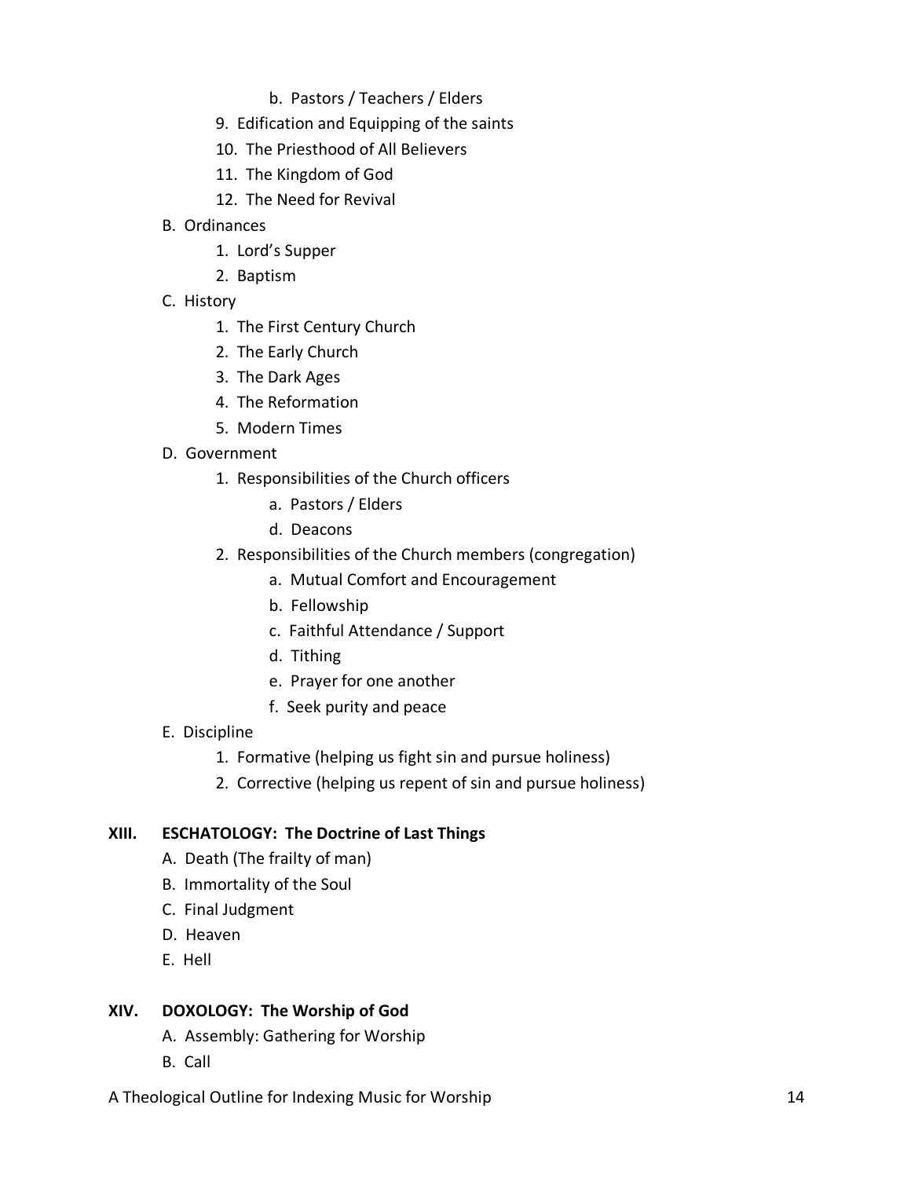- b. Pastors / Teachers / Elders
    9. Edification and Equipping of the saints
    10. The Priesthood of All Believers
    11. The Kingdom of God
    12. The Need for Revival

- B. Ordinances
    1. Lord's Supper
    2. Baptism
- C. History
    1. The First Century Church
    2. The Early Church
    3. The Dark Ages
    4. The Reformation
    5. Modern Times
- D. Government
    1. Responsibilities of the Church officers
        - a. Pastors / Elders
        - d. Deacons
    2. Responsibilities of the Church members (congregation)
        - a. Mutual Comfort and Encouragement
        - b. Fellowship
        - c. Faithful Attendance / Support
        - d. Tithing
        - e. Prayer for one another
        - f. Seek purity and peace
- E. Discipline
    1. Formative (helping us fight sin and pursue holiness)
    2. Corrective (helping us repent of sin and pursue holiness)

**XIII. ESCHATOLOGY: The Doctrine of Last Things**

- A. Death (The frailty of man)
- B. Immortality of the Soul
- C. Final Judgment
- D. Heaven
- E. Hell

**XIV. DOXOLOGY: The Worship of God**

- A. Assembly: Gathering for Worship
- B. Call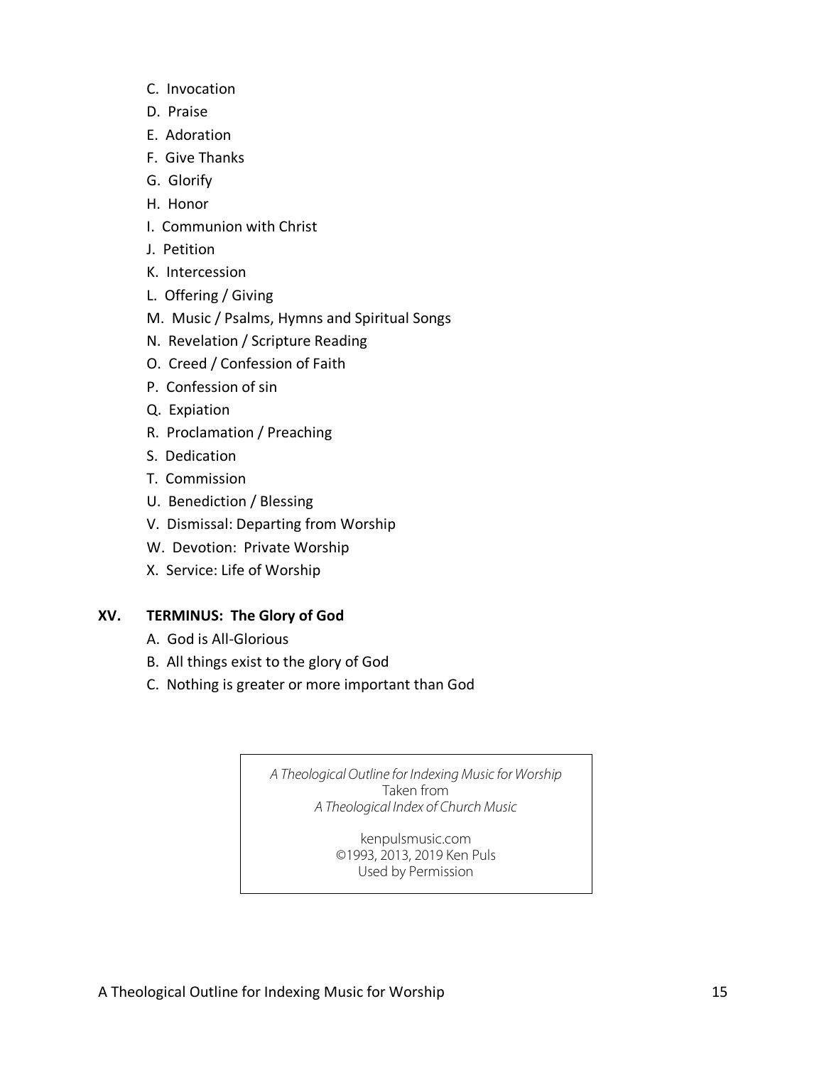C. Invocation
D. Praise
E. Adoration
F. Give Thanks
G. Glorify
H. Honor
I. Communion with Christ
J. Petition
K. Intercession
L. Offering / Giving
M. Music / Psalms, Hymns and Spiritual Songs
N. Revelation / Scripture Reading
O. Creed / Confession of Faith
P. Confession of sin
Q. Expiation
R. Proclamation / Preaching
S. Dedication
T. Commission
U. Benediction / Blessing
V. Dismissal: Departing from Worship
W. Devotion: Private Worship
X. Service: Life of Worship

## XV. TERMINUS: The Glory of God

A. God is All-Glorious
B. All things exist to the glory of God
C. Nothing is greater or more important than God

*A Theological Outline for Indexing Music for Worship*
Taken from
*A Theological Index of Church Music*

kenpulsmusic.com
©1993, 2013, 2019 Ken Puls
Used by Permission